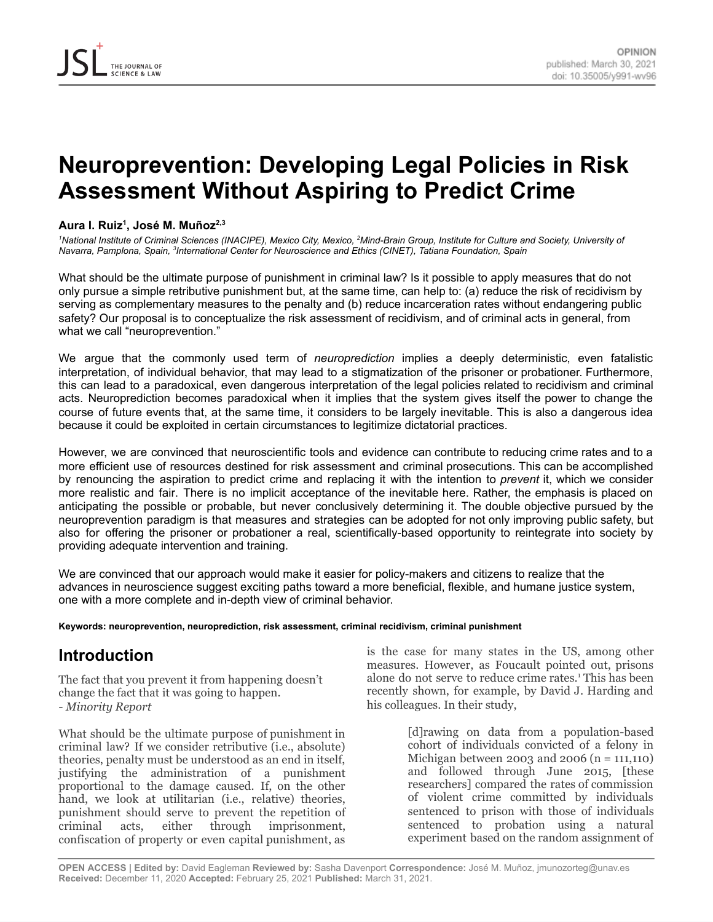# Neuroprevention: Developing Legal Policies in Risk Assessment Without Aspiring to Predict Crime

**Aura I. Ruiz[1], José M. Muñoz[2,3]**

*[1]National Institute of Criminal Sciences (INACIPE), Mexico City, Mexico, [2]Mind-Brain Group, Institute for Culture and Society, University of Navarra, Pamplona, Spain, [3]International Center for Neuroscience and Ethics (CINET), Tatiana Foundation, Spain*

What should be the ultimate purpose of punishment in criminal law? Is it possible to apply measures that do not only pursue a simple retributive punishment but, at the same time, can help to: (a) reduce the risk of recidivism by serving as complementary measures to the penalty and (b) reduce incarceration rates without endangering public safety? Our proposal is to conceptualize the risk assessment of recidivism, and of criminal acts in general, from what we call "neuroprevention."

We argue that the commonly used term of *neuroprediction* implies a deeply deterministic, even fatalistic interpretation, of individual behavior, that may lead to a stigmatization of the prisoner or probationer. Furthermore, this can lead to a paradoxical, even dangerous interpretation of the legal policies related to recidivism and criminal acts. Neuroprediction becomes paradoxical when it implies that the system gives itself the power to change the course of future events that, at the same time, it considers to be largely inevitable. This is also a dangerous idea because it could be exploited in certain circumstances to legitimize dictatorial practices.

However, we are convinced that neuroscientific tools and evidence can contribute to reducing crime rates and to a more efficient use of resources destined for risk assessment and criminal prosecutions. This can be accomplished by renouncing the aspiration to predict crime and replacing it with the intention to *prevent* it, which we consider more realistic and fair. There is no implicit acceptance of the inevitable here. Rather, the emphasis is placed on anticipating the possible or probable, but never conclusively determining it. The double objective pursued by the neuroprevention paradigm is that measures and strategies can be adopted for not only improving public safety, but also for offering the prisoner or probationer a real, scientifically-based opportunity to reintegrate into society by providing adequate intervention and training.

We are convinced that our approach would make it easier for policy-makers and citizens to realize that the advances in neuroscience suggest exciting paths toward a more beneficial, flexible, and humane justice system, one with a more complete and in-depth view of criminal behavior.

**Keywords: neuroprevention, neuroprediction, risk assessment, criminal recidivism, criminal punishment**

## Introduction

The fact that you prevent it from happening doesn't change the fact that it was going to happen.
*- Minority Report*

What should be the ultimate purpose of punishment in criminal law? If we consider retributive (i.e., absolute) theories, penalty must be understood as an end in itself, justifying the administration of a punishment proportional to the damage caused. If, on the other hand, we look at utilitarian (i.e., relative) theories, punishment should serve to prevent the repetition of criminal acts, either through imprisonment, confiscation of property or even capital punishment, as is the case for many states in the US, among other measures. However, as Foucault pointed out, prisons alone do not serve to reduce crime rates.[1] This has been recently shown, for example, by David J. Harding and his colleagues. In their study,

> [d]rawing on data from a population-based cohort of individuals convicted of a felony in Michigan between 2003 and 2006 (n = 111,110) and followed through June 2015, [these researchers] compared the rates of commission of violent crime committed by individuals sentenced to prison with those of individuals sentenced to probation using a natural experiment based on the random assignment of

**OPEN ACCESS | Edited by:** David Eagleman **Reviewed by:** Sasha Davenport **Correspondence:** José M. Muñoz, jmunozorteg@unav.es
**Received:** December 11, 2020 **Accepted:** February 25, 2021 **Published:** March 31, 2021.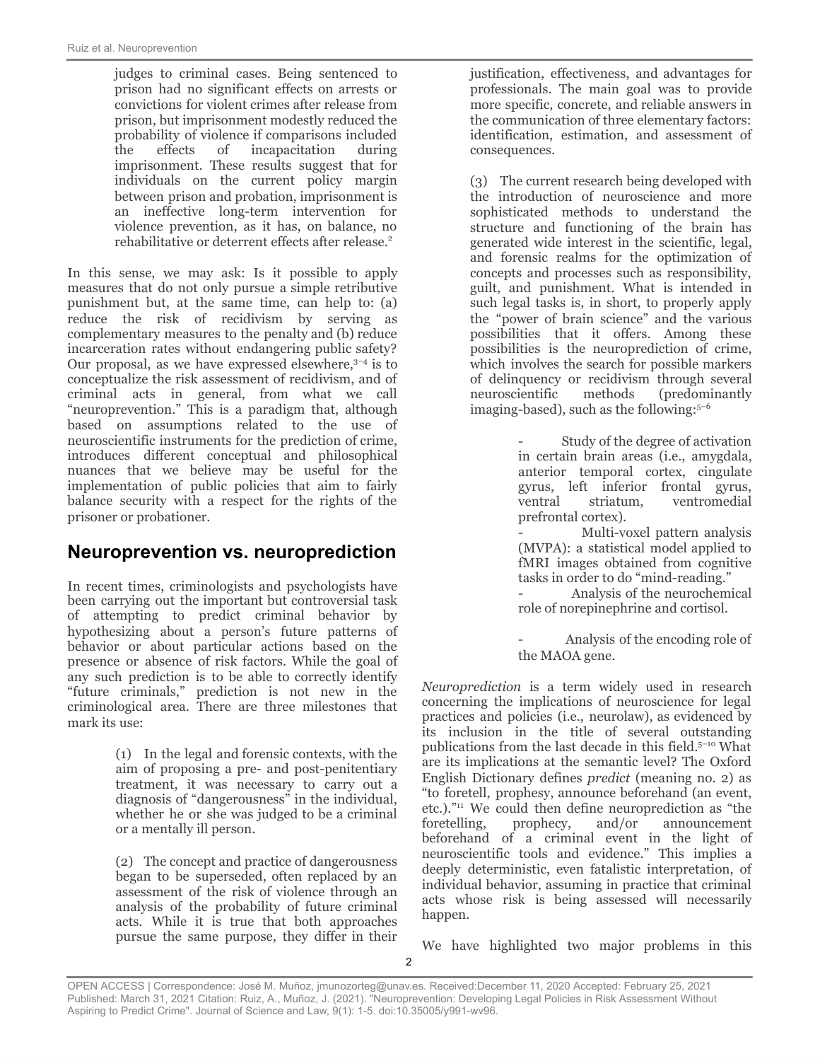judges to criminal cases. Being sentenced to prison had no significant effects on arrests or convictions for violent crimes after release from prison, but imprisonment modestly reduced the probability of violence if comparisons included the effects of incapacitation during imprisonment. These results suggest that for individuals on the current policy margin between prison and probation, imprisonment is an ineffective long-term intervention for violence prevention, as it has, on balance, no rehabilitative or deterrent effects after release.[2]

In this sense, we may ask: Is it possible to apply measures that do not only pursue a simple retributive punishment but, at the same time, can help to: (a) reduce the risk of recidivism by serving as complementary measures to the penalty and (b) reduce incarceration rates without endangering public safety? Our proposal, as we have expressed elsewhere,[3–4] is to conceptualize the risk assessment of recidivism, and of criminal acts in general, from what we call "neuroprevention." This is a paradigm that, although based on assumptions related to the use of neuroscientific instruments for the prediction of crime, introduces different conceptual and philosophical nuances that we believe may be useful for the implementation of public policies that aim to fairly balance security with a respect for the rights of the prisoner or probationer.

## Neuroprevention vs. neuroprediction

In recent times, criminologists and psychologists have been carrying out the important but controversial task of attempting to predict criminal behavior by hypothesizing about a person's future patterns of behavior or about particular actions based on the presence or absence of risk factors. While the goal of any such prediction is to be able to correctly identify "future criminals," prediction is not new in the criminological area. There are three milestones that mark its use:

(1) In the legal and forensic contexts, with the aim of proposing a pre- and post-penitentiary treatment, it was necessary to carry out a diagnosis of "dangerousness" in the individual, whether he or she was judged to be a criminal or a mentally ill person.

(2) The concept and practice of dangerousness began to be superseded, often replaced by an assessment of the risk of violence through an analysis of the probability of future criminal acts. While it is true that both approaches pursue the same purpose, they differ in their justification, effectiveness, and advantages for professionals. The main goal was to provide more specific, concrete, and reliable answers in the communication of three elementary factors: identification, estimation, and assessment of consequences.

(3) The current research being developed with the introduction of neuroscience and more sophisticated methods to understand the structure and functioning of the brain has generated wide interest in the scientific, legal, and forensic realms for the optimization of concepts and processes such as responsibility, guilt, and punishment. What is intended in such legal tasks is, in short, to properly apply the "power of brain science" and the various possibilities that it offers. Among these possibilities is the neuroprediction of crime, which involves the search for possible markers of delinquency or recidivism through several neuroscientific methods (predominantly imaging-based), such as the following:[5–6]

- Study of the degree of activation in certain brain areas (i.e., amygdala, anterior temporal cortex, cingulate gyrus, left inferior frontal gyrus, ventral striatum, ventromedial prefrontal cortex).
- Multi-voxel pattern analysis (MVPA): a statistical model applied to fMRI images obtained from cognitive tasks in order to do "mind-reading."
- Analysis of the neurochemical role of norepinephrine and cortisol.
- Analysis of the encoding role of the MAOA gene.

*Neuroprediction* is a term widely used in research concerning the implications of neuroscience for legal practices and policies (i.e., neurolaw), as evidenced by its inclusion in the title of several outstanding publications from the last decade in this field.[5–10] What are its implications at the semantic level? The Oxford English Dictionary defines *predict* (meaning no. 2) as "to foretell, prophesy, announce beforehand (an event, etc.)."[11] We could then define neuroprediction as "the foretelling, prophecy, and/or announcement beforehand of a criminal event in the light of neuroscientific tools and evidence." This implies a deeply deterministic, even fatalistic interpretation, of individual behavior, assuming in practice that criminal acts whose risk is being assessed will necessarily happen.

We have highlighted two major problems in this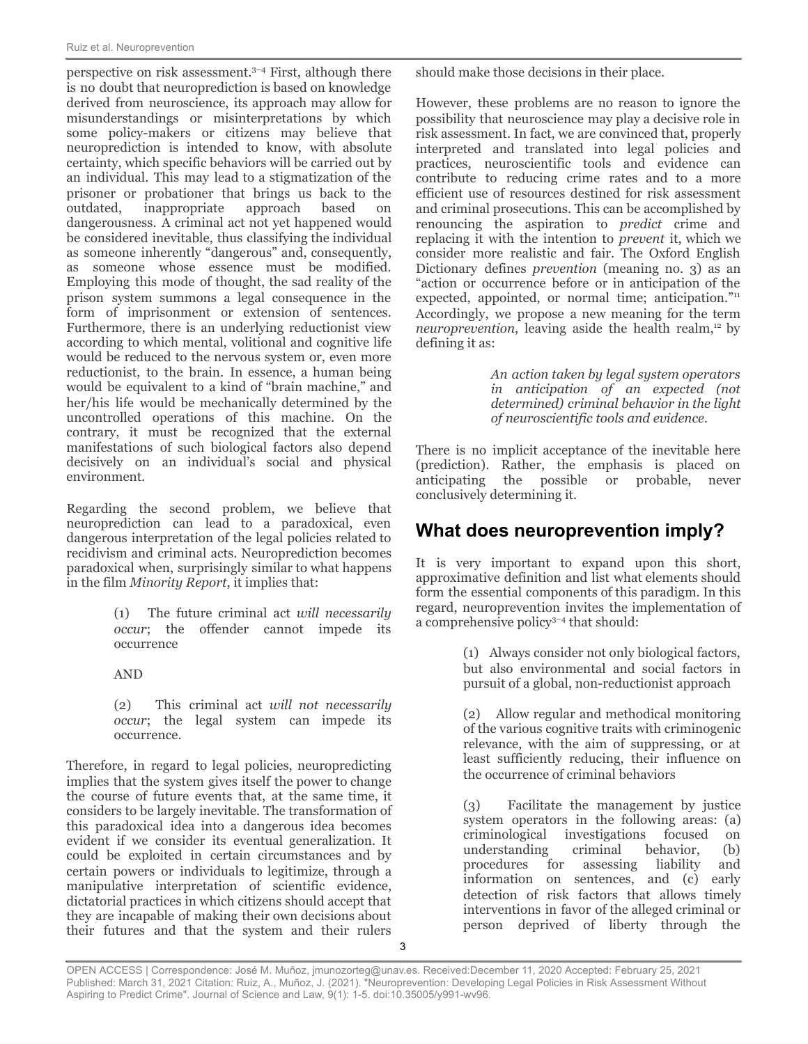perspective on risk assessment.[3–4] First, although there is no doubt that neuroprediction is based on knowledge derived from neuroscience, its approach may allow for misunderstandings or misinterpretations by which some policy-makers or citizens may believe that neuroprediction is intended to know, with absolute certainty, which specific behaviors will be carried out by an individual. This may lead to a stigmatization of the prisoner or probationer that brings us back to the outdated, inappropriate approach based on dangerousness. A criminal act not yet happened would be considered inevitable, thus classifying the individual as someone inherently "dangerous" and, consequently, as someone whose essence must be modified. Employing this mode of thought, the sad reality of the prison system summons a legal consequence in the form of imprisonment or extension of sentences. Furthermore, there is an underlying reductionist view according to which mental, volitional and cognitive life would be reduced to the nervous system or, even more reductionist, to the brain. In essence, a human being would be equivalent to a kind of "brain machine," and her/his life would be mechanically determined by the uncontrolled operations of this machine. On the contrary, it must be recognized that the external manifestations of such biological factors also depend decisively on an individual's social and physical environment.

Regarding the second problem, we believe that neuroprediction can lead to a paradoxical, even dangerous interpretation of the legal policies related to recidivism and criminal acts. Neuroprediction becomes paradoxical when, surprisingly similar to what happens in the film *Minority Report*, it implies that:

> (1) The future criminal act *will necessarily occur*; the offender cannot impede its occurrence
>
> AND
>
> (2) This criminal act *will not necessarily occur*; the legal system can impede its occurrence.

Therefore, in regard to legal policies, neuropredicting implies that the system gives itself the power to change the course of future events that, at the same time, it considers to be largely inevitable. The transformation of this paradoxical idea into a dangerous idea becomes evident if we consider its eventual generalization. It could be exploited in certain circumstances and by certain powers or individuals to legitimize, through a manipulative interpretation of scientific evidence, dictatorial practices in which citizens should accept that they are incapable of making their own decisions about their futures and that the system and their rulers should make those decisions in their place.

However, these problems are no reason to ignore the possibility that neuroscience may play a decisive role in risk assessment. In fact, we are convinced that, properly interpreted and translated into legal policies and practices, neuroscientific tools and evidence can contribute to reducing crime rates and to a more efficient use of resources destined for risk assessment and criminal prosecutions. This can be accomplished by renouncing the aspiration to *predict* crime and replacing it with the intention to *prevent* it, which we consider more realistic and fair. The Oxford English Dictionary defines *prevention* (meaning no. 3) as an "action or occurrence before or in anticipation of the expected, appointed, or normal time; anticipation."[11] Accordingly, we propose a new meaning for the term *neuroprevention*, leaving aside the health realm,[12] by defining it as:

> *An action taken by legal system operators in anticipation of an expected (not determined) criminal behavior in the light of neuroscientific tools and evidence.*

There is no implicit acceptance of the inevitable here (prediction). Rather, the emphasis is placed on anticipating the possible or probable, never conclusively determining it.

## What does neuroprevention imply?

It is very important to expand upon this short, approximative definition and list what elements should form the essential components of this paradigm. In this regard, neuroprevention invites the implementation of a comprehensive policy[3–4] that should:

> (1) Always consider not only biological factors, but also environmental and social factors in pursuit of a global, non-reductionist approach
>
> (2) Allow regular and methodical monitoring of the various cognitive traits with criminogenic relevance, with the aim of suppressing, or at least sufficiently reducing, their influence on the occurrence of criminal behaviors
>
> (3) Facilitate the management by justice system operators in the following areas: (a) criminological investigations focused on understanding criminal behavior, (b) procedures for assessing liability and information on sentences, and (c) early detection of risk factors that allows timely interventions in favor of the alleged criminal or person deprived of liberty through the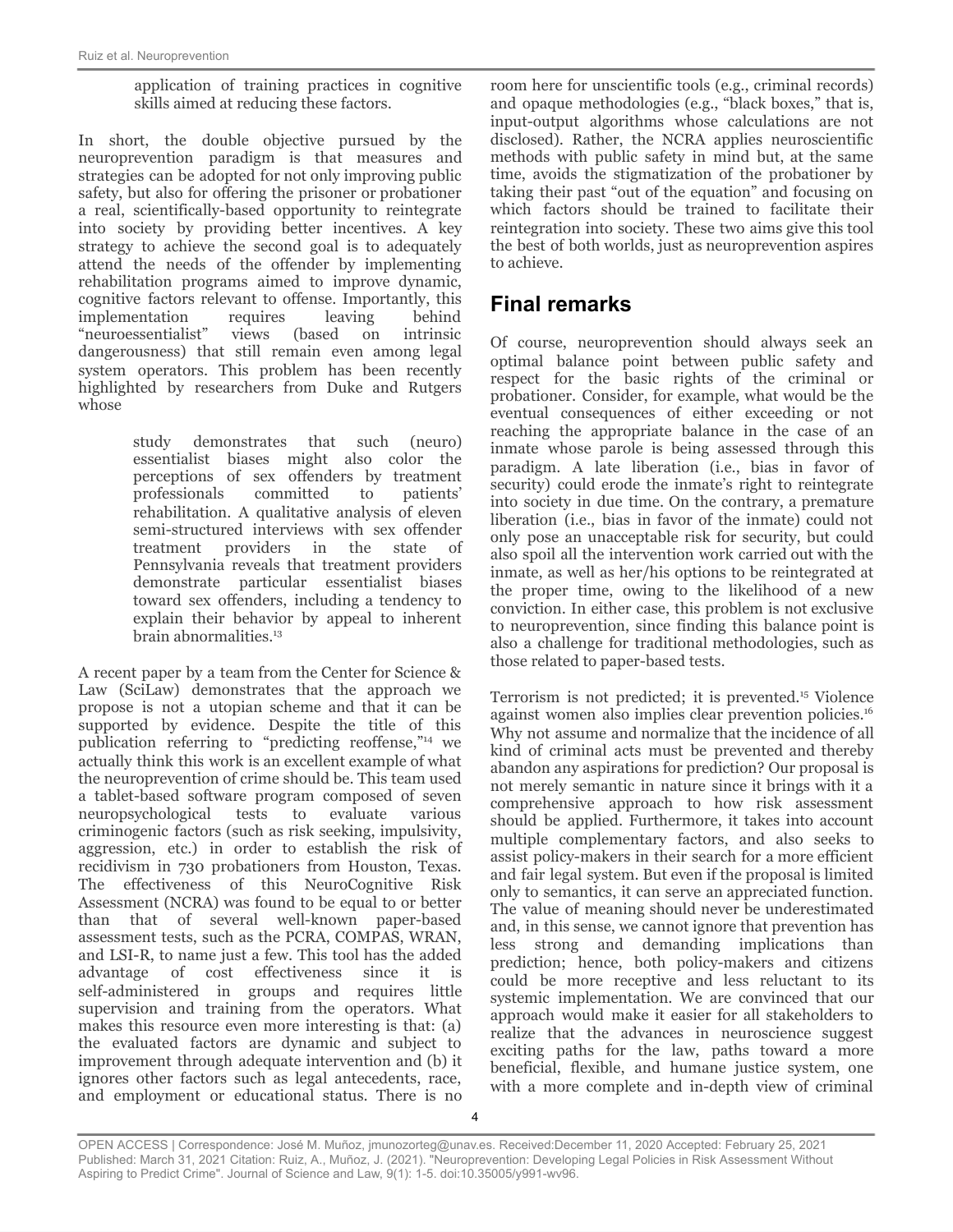application of training practices in cognitive skills aimed at reducing these factors.

In short, the double objective pursued by the neuroprevention paradigm is that measures and strategies can be adopted for not only improving public safety, but also for offering the prisoner or probationer a real, scientifically-based opportunity to reintegrate into society by providing better incentives. A key strategy to achieve the second goal is to adequately attend the needs of the offender by implementing rehabilitation programs aimed to improve dynamic, cognitive factors relevant to offense. Importantly, this implementation requires leaving behind "neuroessentialist" views (based on intrinsic dangerousness) that still remain even among legal system operators. This problem has been recently highlighted by researchers from Duke and Rutgers whose

> study demonstrates that such (neuro) essentialist biases might also color the perceptions of sex offenders by treatment professionals committed to patients' rehabilitation. A qualitative analysis of eleven semi-structured interviews with sex offender treatment providers in the state of Pennsylvania reveals that treatment providers demonstrate particular essentialist biases toward sex offenders, including a tendency to explain their behavior by appeal to inherent brain abnormalities.[13]

A recent paper by a team from the Center for Science & Law (SciLaw) demonstrates that the approach we propose is not a utopian scheme and that it can be supported by evidence. Despite the title of this publication referring to "predicting reoffense,"[14] we actually think this work is an excellent example of what the neuroprevention of crime should be. This team used a tablet-based software program composed of seven neuropsychological tests to evaluate various criminogenic factors (such as risk seeking, impulsivity, aggression, etc.) in order to establish the risk of recidivism in 730 probationers from Houston, Texas. The effectiveness of this NeuroCognitive Risk Assessment (NCRA) was found to be equal to or better than that of several well-known paper-based assessment tests, such as the PCRA, COMPAS, WRAN, and LSI-R, to name just a few. This tool has the added advantage of cost effectiveness since it is self-administered in groups and requires little supervision and training from the operators. What makes this resource even more interesting is that: (a) the evaluated factors are dynamic and subject to improvement through adequate intervention and (b) it ignores other factors such as legal antecedents, race, and employment or educational status. There is no room here for unscientific tools (e.g., criminal records) and opaque methodologies (e.g., "black boxes," that is, input-output algorithms whose calculations are not disclosed). Rather, the NCRA applies neuroscientific methods with public safety in mind but, at the same time, avoids the stigmatization of the probationer by taking their past "out of the equation" and focusing on which factors should be trained to facilitate their reintegration into society. These two aims give this tool the best of both worlds, just as neuroprevention aspires to achieve.

## Final remarks

Of course, neuroprevention should always seek an optimal balance point between public safety and respect for the basic rights of the criminal or probationer. Consider, for example, what would be the eventual consequences of either exceeding or not reaching the appropriate balance in the case of an inmate whose parole is being assessed through this paradigm. A late liberation (i.e., bias in favor of security) could erode the inmate's right to reintegrate into society in due time. On the contrary, a premature liberation (i.e., bias in favor of the inmate) could not only pose an unacceptable risk for security, but could also spoil all the intervention work carried out with the inmate, as well as her/his options to be reintegrated at the proper time, owing to the likelihood of a new conviction. In either case, this problem is not exclusive to neuroprevention, since finding this balance point is also a challenge for traditional methodologies, such as those related to paper-based tests.

Terrorism is not predicted; it is prevented.[15] Violence against women also implies clear prevention policies.[16] Why not assume and normalize that the incidence of all kind of criminal acts must be prevented and thereby abandon any aspirations for prediction? Our proposal is not merely semantic in nature since it brings with it a comprehensive approach to how risk assessment should be applied. Furthermore, it takes into account multiple complementary factors, and also seeks to assist policy-makers in their search for a more efficient and fair legal system. But even if the proposal is limited only to semantics, it can serve an appreciated function. The value of meaning should never be underestimated and, in this sense, we cannot ignore that prevention has less strong and demanding implications than prediction; hence, both policy-makers and citizens could be more receptive and less reluctant to its systemic implementation. We are convinced that our approach would make it easier for all stakeholders to realize that the advances in neuroscience suggest exciting paths for the law, paths toward a more beneficial, flexible, and humane justice system, one with a more complete and in-depth view of criminal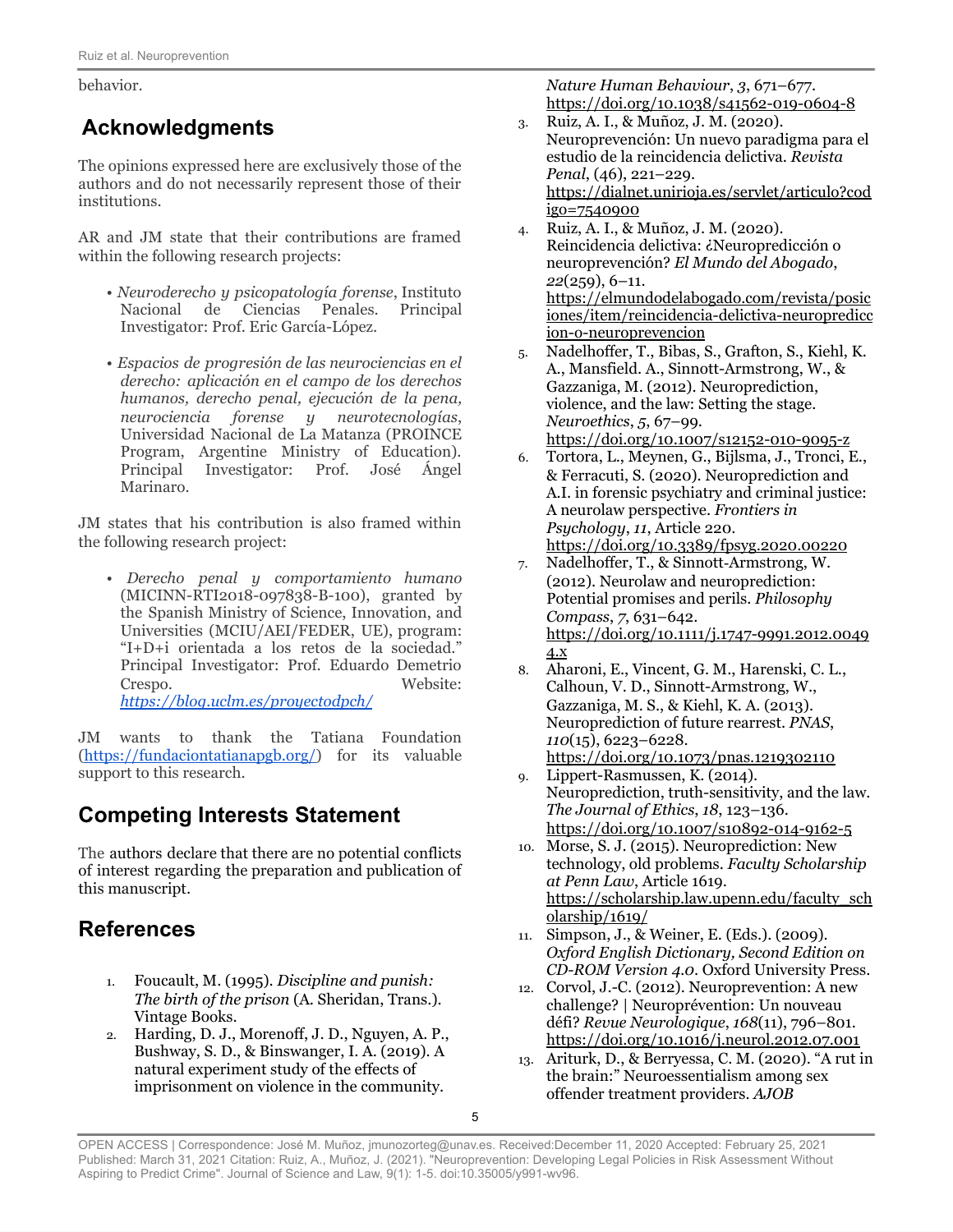behavior.

## Acknowledgments

The opinions expressed here are exclusively those of the authors and do not necessarily represent those of their institutions.

AR and JM state that their contributions are framed within the following research projects:

- *Neuroderecho y psicopatología forense*, Instituto Nacional de Ciencias Penales. Principal Investigator: Prof. Eric García-López.
- *Espacios de progresión de las neurociencias en el derecho: aplicación en el campo de los derechos humanos, derecho penal, ejecución de la pena, neurociencia forense y neurotecnologías*, Universidad Nacional de La Matanza (PROINCE Program, Argentine Ministry of Education). Principal Investigator: Prof. José Ángel Marinaro.

JM states that his contribution is also framed within the following research project:

- *Derecho penal y comportamiento humano* (MICINN-RTI2018-097838-B-100), granted by the Spanish Ministry of Science, Innovation, and Universities (MCIU/AEI/FEDER, UE), program: "I+D+i orientada a los retos de la sociedad." Principal Investigator: Prof. Eduardo Demetrio Crespo. Website: *https://blog.uclm.es/proyectodpch/*

JM wants to thank the Tatiana Foundation (https://fundaciontatianapgb.org/) for its valuable support to this research.

## Competing Interests Statement

The authors declare that there are no potential conflicts of interest regarding the preparation and publication of this manuscript.

## References

1. Foucault, M. (1995). *Discipline and punish: The birth of the prison* (A. Sheridan, Trans.). Vintage Books.
2. Harding, D. J., Morenoff, J. D., Nguyen, A. P., Bushway, S. D., & Binswanger, I. A. (2019). A natural experiment study of the effects of imprisonment on violence in the community. *Nature Human Behaviour*, *3*, 671–677. https://doi.org/10.1038/s41562-019-0604-8
3. Ruiz, A. I., & Muñoz, J. M. (2020). Neuroprevención: Un nuevo paradigma para el estudio de la reincidencia delictiva. *Revista Penal*, (46), 221–229. https://dialnet.unirioja.es/servlet/articulo?codigo=7540900
4. Ruiz, A. I., & Muñoz, J. M. (2020). Reincidencia delictiva: ¿Neuropredicción o neuroprevención? *El Mundo del Abogado*, *22*(259), 6–11. https://elmundodelabogado.com/revista/posiciones/item/reincidencia-delictiva-neuroprediccion-o-neuroprevencion
5. Nadelhoffer, T., Bibas, S., Grafton, S., Kiehl, K. A., Mansfield. A., Sinnott-Armstrong, W., & Gazzaniga, M. (2012). Neuroprediction, violence, and the law: Setting the stage. *Neuroethics*, *5*, 67–99. https://doi.org/10.1007/s12152-010-9095-z
6. Tortora, L., Meynen, G., Bijlsma, J., Tronci, E., & Ferracuti, S. (2020). Neuroprediction and A.I. in forensic psychiatry and criminal justice: A neurolaw perspective. *Frontiers in Psychology*, *11*, Article 220. https://doi.org/10.3389/fpsyg.2020.00220
7. Nadelhoffer, T., & Sinnott-Armstrong, W. (2012). Neurolaw and neuroprediction: Potential promises and perils. *Philosophy Compass*, *7*, 631–642. https://doi.org/10.1111/j.1747-9991.2012.00494.x
8. Aharoni, E., Vincent, G. M., Harenski, C. L., Calhoun, V. D., Sinnott-Armstrong, W., Gazzaniga, M. S., & Kiehl, K. A. (2013). Neuroprediction of future rearrest. *PNAS*, *110*(15), 6223–6228. https://doi.org/10.1073/pnas.1219302110
9. Lippert-Rasmussen, K. (2014). Neuroprediction, truth-sensitivity, and the law. *The Journal of Ethics*, *18*, 123–136. https://doi.org/10.1007/s10892-014-9162-5
10. Morse, S. J. (2015). Neuroprediction: New technology, old problems. *Faculty Scholarship at Penn Law*, Article 1619. https://scholarship.law.upenn.edu/faculty_scholarship/1619/
11. Simpson, J., & Weiner, E. (Eds.). (2009). *Oxford English Dictionary, Second Edition on CD-ROM Version 4.0*. Oxford University Press.
12. Corvol, J.-C. (2012). Neuroprevention: A new challenge? | Neuroprévention: Un nouveau défi? *Revue Neurologique*, *168*(11), 796–801. https://doi.org/10.1016/j.neurol.2012.07.001
13. Ariturk, D., & Berryessa, C. M. (2020). "A rut in the brain:" Neuroessentialism among sex offender treatment providers. *AJOB*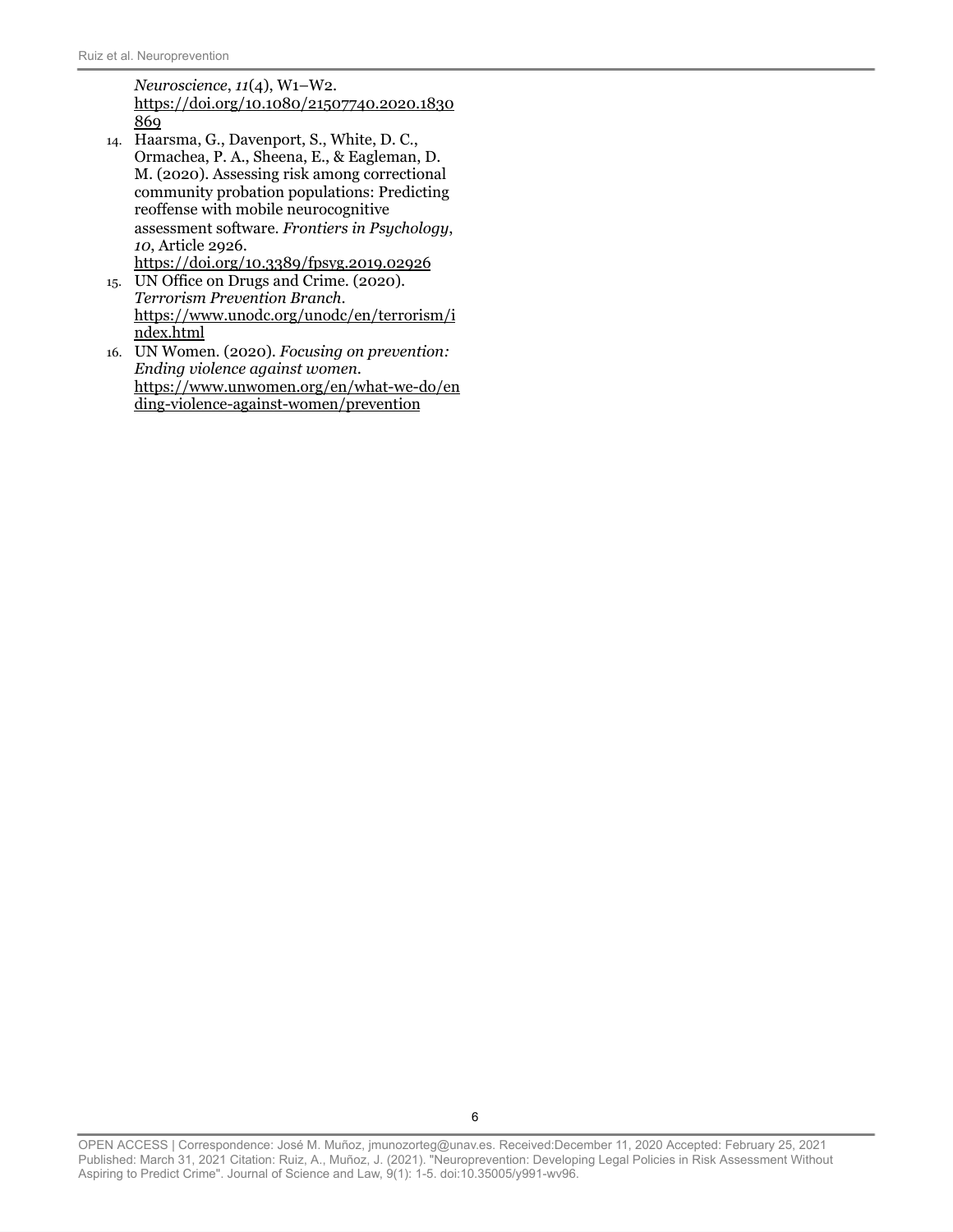*Neuroscience*, *11*(4), W1–W2. https://doi.org/10.1080/21507740.2020.1830869

14. Haarsma, G., Davenport, S., White, D. C., Ormachea, P. A., Sheena, E., & Eagleman, D. M. (2020). Assessing risk among correctional community probation populations: Predicting reoffense with mobile neurocognitive assessment software. *Frontiers in Psychology*, *10*, Article 2926. https://doi.org/10.3389/fpsyg.2019.02926
15. UN Office on Drugs and Crime. (2020). *Terrorism Prevention Branch*. https://www.unodc.org/unodc/en/terrorism/index.html
16. UN Women. (2020). *Focusing on prevention: Ending violence against women*. https://www.unwomen.org/en/what-we-do/ending-violence-against-women/prevention